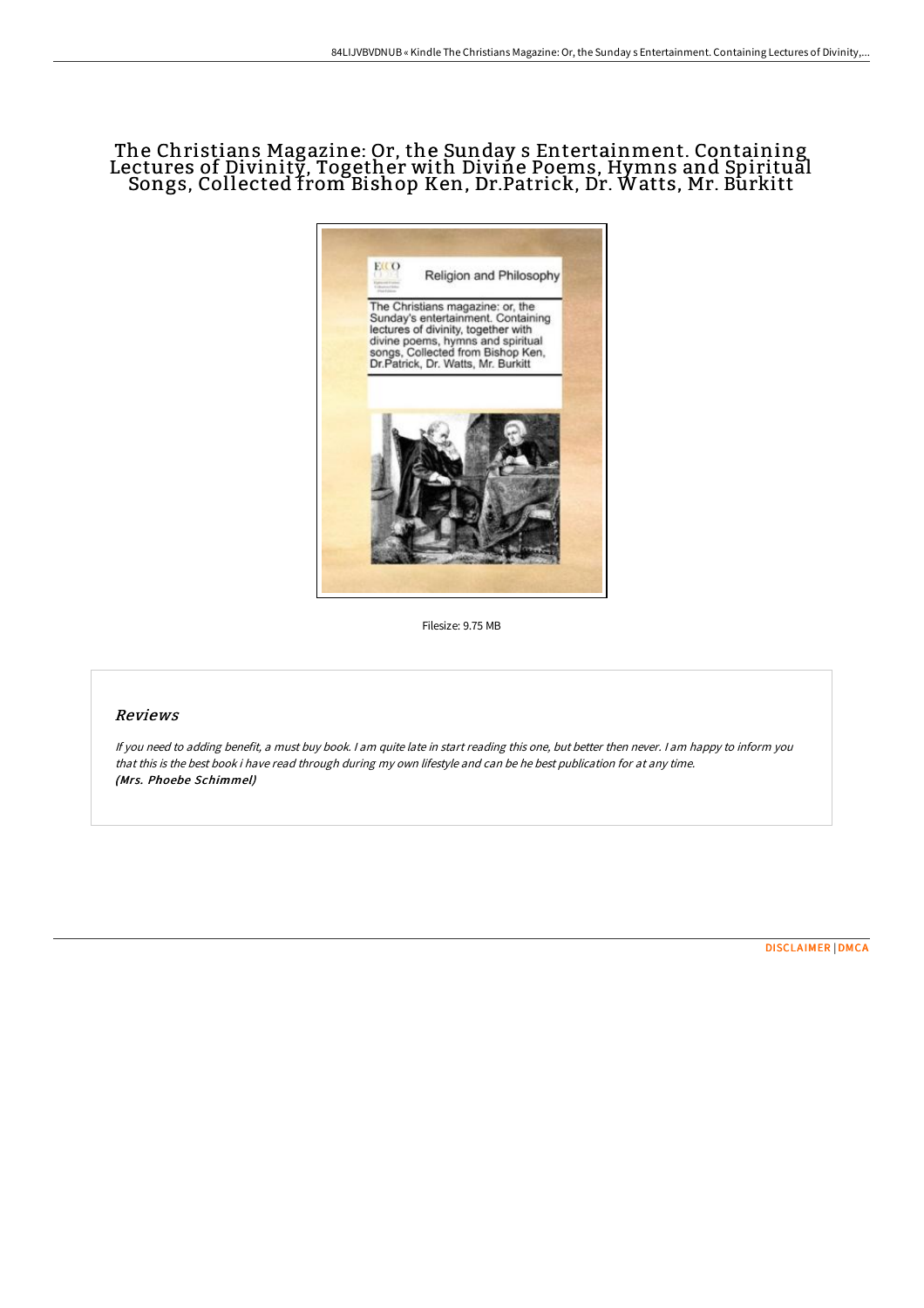# The Christians Magazine: Or, the Sunday s Entertainment. Containing Lectures of Divinity, Together with Divine Poems, Hymns and Spiritual Songs, Collected from Bishop Ken, Dr.Patrick, Dr. Watts, Mr. Burkitt

Filesize: 9.75 MB

## Reviews

*If you need to adding benefit, a must buy book. I am quite late in start reading this one, but better then never. I am happy to inform you that this is the best book i have read through during my own lifestyle and can be he best publication for at any time.*
***(Mrs. Phoebe Schimmel)***

DISCLAIMER | DMCA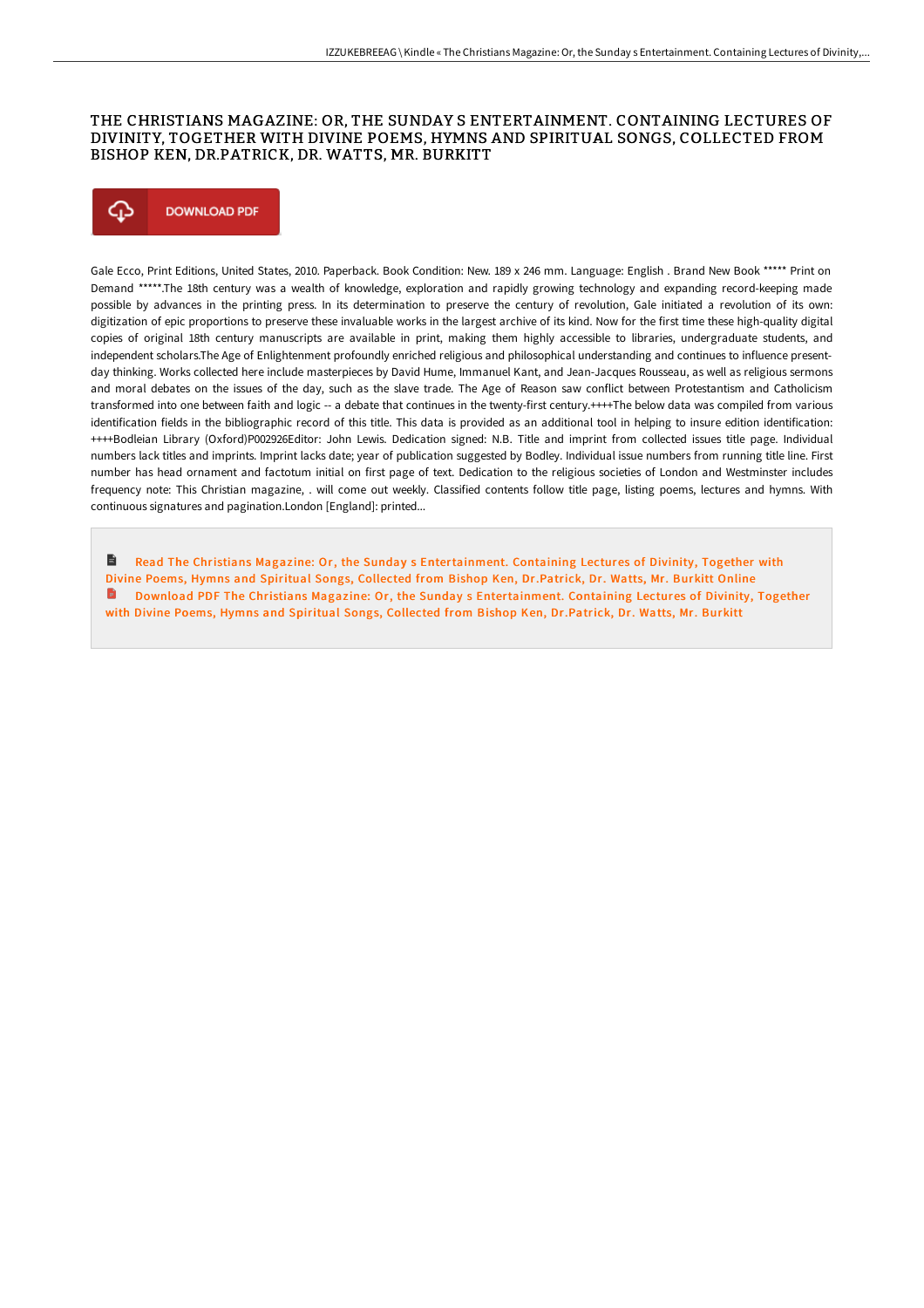# THE CHRISTIANS MAGAZINE: OR, THE SUNDAY S ENTERTAINMENT. CONTAINING LECTURES OF DIVINITY, TOGETHER WITH DIVINE POEMS, HYMNS AND SPIRITUAL SONGS, COLLECTED FROM BISHOP KEN, DR.PATRICK, DR. WATTS, MR. BURKITT

DOWNLOAD PDF

Gale Ecco, Print Editions, United States, 2010. Paperback. Book Condition: New. 189 x 246 mm. Language: English . Brand New Book ***** Print on Demand *****.The 18th century was a wealth of knowledge, exploration and rapidly growing technology and expanding record-keeping made possible by advances in the printing press. In its determination to preserve the century of revolution, Gale initiated a revolution of its own: digitization of epic proportions to preserve these invaluable works in the largest archive of its kind. Now for the first time these high-quality digital copies of original 18th century manuscripts are available in print, making them highly accessible to libraries, undergraduate students, and independent scholars.The Age of Enlightenment profoundly enriched religious and philosophical understanding and continues to influence present-day thinking. Works collected here include masterpieces by David Hume, Immanuel Kant, and Jean-Jacques Rousseau, as well as religious sermons and moral debates on the issues of the day, such as the slave trade. The Age of Reason saw conflict between Protestantism and Catholicism transformed into one between faith and logic -- a debate that continues in the twenty-first century.++++The below data was compiled from various identification fields in the bibliographic record of this title. This data is provided as an additional tool in helping to insure edition identification: ++++Bodleian Library (Oxford)P002926Editor: John Lewis. Dedication signed: N.B. Title and imprint from collected issues title page. Individual numbers lack titles and imprints. Imprint lacks date; year of publication suggested by Bodley. Individual issue numbers from running title line. First number has head ornament and factotum initial on first page of text. Dedication to the religious societies of London and Westminster includes frequency note: This Christian magazine, . will come out weekly. Classified contents follow title page, listing poems, lectures and hymns. With continuous signatures and pagination.London [England]: printed...

Read The Christians Magazine: Or, the Sunday s Entertainment. Containing Lectures of Divinity, Together with Divine Poems, Hymns and Spiritual Songs, Collected from Bishop Ken, Dr.Patrick, Dr. Watts, Mr. Burkitt Online

Download PDF The Christians Magazine: Or, the Sunday s Entertainment. Containing Lectures of Divinity, Together with Divine Poems, Hymns and Spiritual Songs, Collected from Bishop Ken, Dr.Patrick, Dr. Watts, Mr. Burkitt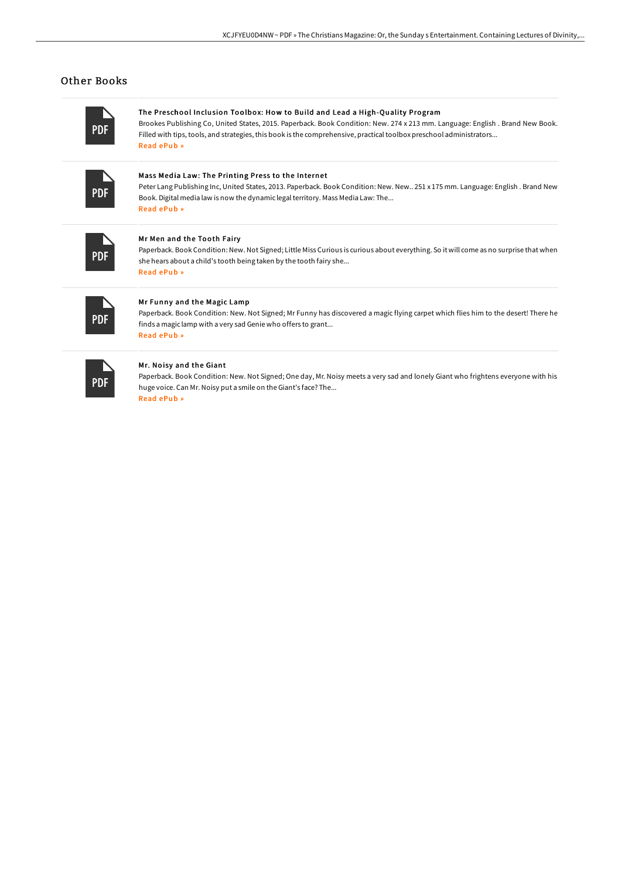## Other Books

### The Preschool Inclusion Toolbox: How to Build and Lead a High-Quality Program

Brookes Publishing Co, United States, 2015. Paperback. Book Condition: New. 274 x 213 mm. Language: English . Brand New Book. Filled with tips, tools, and strategies, this book is the comprehensive, practical toolbox preschool administrators...

Read ePub »

### Mass Media Law: The Printing Press to the Internet

Peter Lang Publishing Inc, United States, 2013. Paperback. Book Condition: New. New.. 251 x 175 mm. Language: English . Brand New Book. Digital media law is now the dynamic legal territory. Mass Media Law: The...

Read ePub »

### Mr Men and the Tooth Fairy

Paperback. Book Condition: New. Not Signed; Little Miss Curious is curious about everything. So it will come as no surprise that when she hears about a child's tooth being taken by the tooth fairy she...

Read ePub »

### Mr Funny and the Magic Lamp

Paperback. Book Condition: New. Not Signed; Mr Funny has discovered a magic flying carpet which flies him to the desert! There he finds a magic lamp with a very sad Genie who offers to grant...

Read ePub »

### Mr. Noisy and the Giant

Paperback. Book Condition: New. Not Signed; One day, Mr. Noisy meets a very sad and lonely Giant who frightens everyone with his huge voice. Can Mr. Noisy put a smile on the Giant's face? The...

Read ePub »